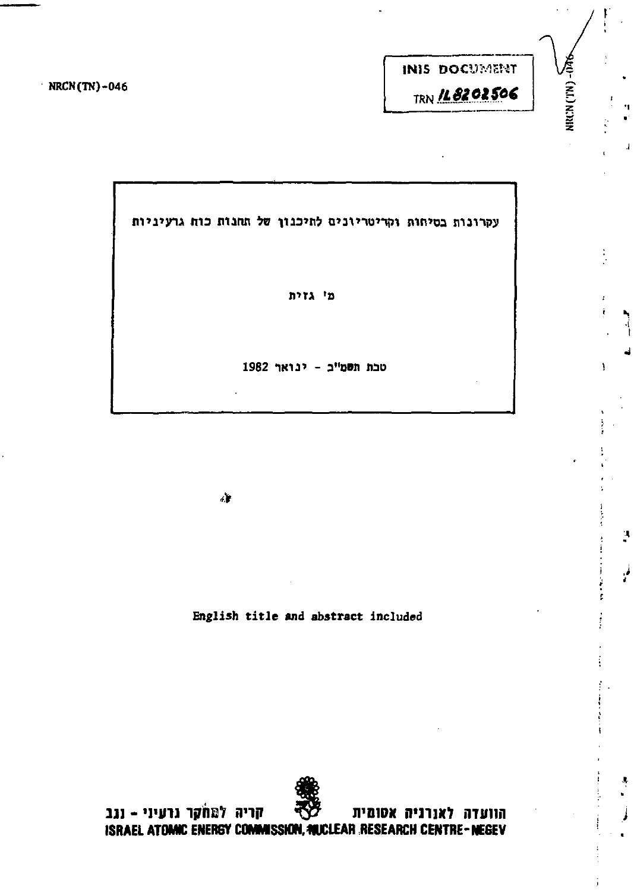NRCN(TN)-046

INIS DOCUMENT

TRN IL8202506

עקרונות בטיחות וקריטריונים לתיכנון של תחנות כוח גרעיניות

מ' גזית

טבת תשמ"ב - ינואר 1982

English title and abstract included

הוועדה לאנרגיה אטומית    קריה למחקר גרעיני - נגב

ISRAEL ATOMIC ENERGY COMMISSION, NUCLEAR RESEARCH CENTRE-NEGEV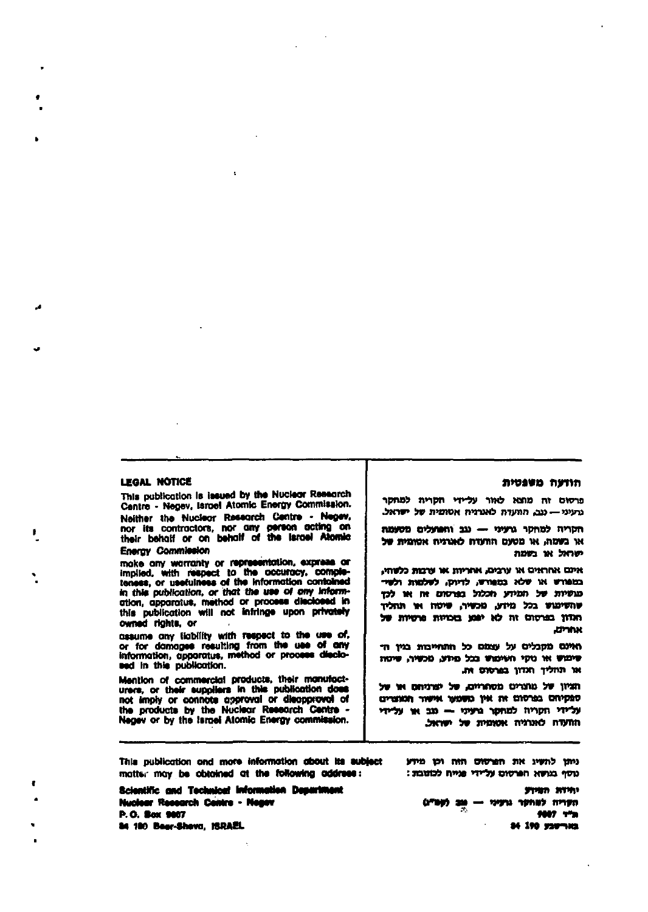## LEGAL NOTICE

This publication is issued by the Nuclear Research Centre - Negev, Israel Atomic Energy Commission.

Neither the Nuclear Research Centre - Negev, nor its contractors, nor any person acting on their behalf or on behalf of the Israel Atomic Energy Commission

make any warranty or representation, express or implied, with respect to the accuracy, completeness, or usefulness of the information contained in this publication, or that the use of any information, apparatus, method or process disclosed in this publication will not infringe upon privately owned rights, or

assume any liability with respect to the use of, or for damages resulting from the use of any information, apparatus, method or process disclosed in this publication.

Mention of commercial products, their manufacturers, or their suppliers in this publication does not imply or connote approval or disapproval of the products by the Nuclear Research Centre - Negev or by the Israel Atomic Energy commission.

## הודעה משפטית

פרסום זה מוצא לאור על־ידי הקריה למחקר גרעיני — נגב, הוועדה לאנרגיה אטומית של ישראל.

הקריה למחקר גרעיני — נגב והפועלים מטעמה או בשמה, או מטעם הוועדה לאנרגיה אטומית של ישראל או בשמה

אינם אחראים או ערבים, אחריות או ערבות כלשהי, במפורש או שלא במפורש, לדיוק, לשלמות ולשי־מושיות של המידע הכלול בפרסום זה או לכך שהשימוש בכל מידע, מכשיר, שיטה או תהליך הנדון בפרסום זה לא יפגע בזכויות פרטיות של אחרים.

ואינם מקבלים על עצמם כל התחייבות בגין הי־שימוש או נזקי השימוש בכל מידע, מכשיר, שיטה או תהליך הנדון בפרסום זה.

הציון של מוצרים מסחריים, של יצרניהם או של ספקיהם בפרסום זה אין משמעו אישור המוצרים על־ידי הקריה למחקר גרעיני — נגב או על־ידי הוועדה לאנרגיה אטומית של ישראל.

---

This publication and more information about its subject matter may be obtained at the following address:

**Scientific and Technical Information Department**
**Nuclear Research Centre - Negev**
**P. O. Box 9007**
**84 190 Beer-Sheva, ISRAEL**

ניתן להשיג את הפרסום הזה וכן מידע נוסף בנושא הפרסום על־ידי פנייה לכתובת:

**יחידת המידע**
**הקריה למחקר גרעיני — נגב (קמ"ג)**
**ת"ד 9007**
**באר־שבע 84 190**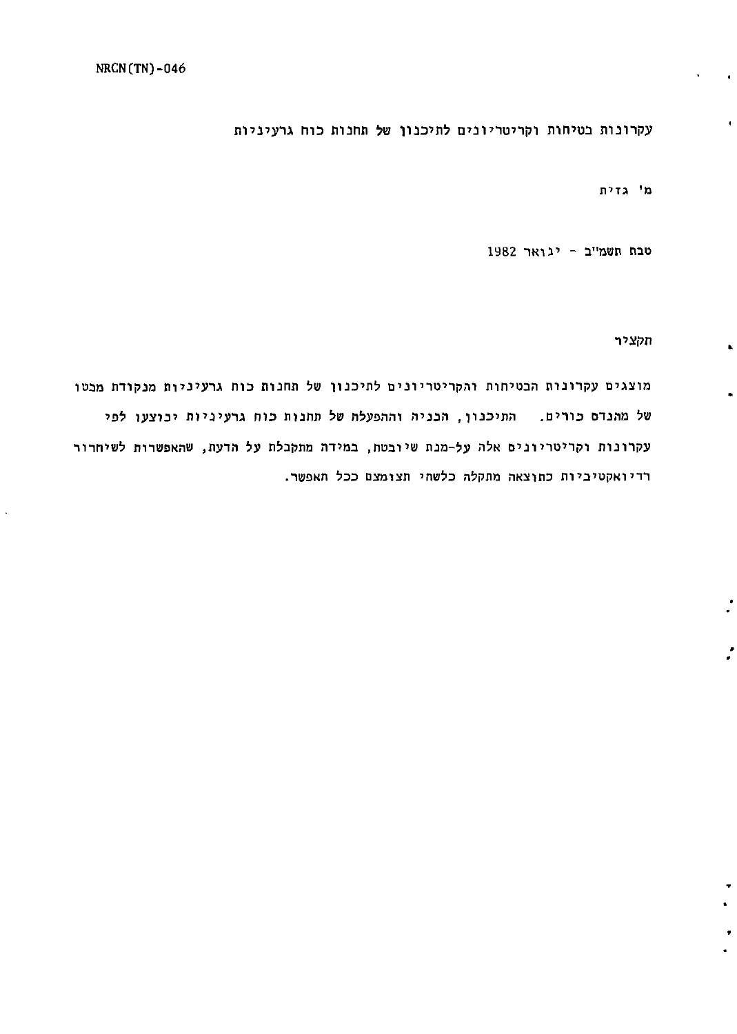NRCN(TN)-046

# עקרונות בטיחות וקריטריונים לתיכנון של תחנות כוח גרעיניות

מ' גזית

טבת תשמ"ב - ינואר 1982

## תקציר

מוצגים עקרונות הבטיחות והקריטריונים לתיכנון של תחנות כוח גרעיניות מנקודת מבטו של מהנדס כורים. התיכנון, הבניה וההפעלה של תחנות כוח גרעיניות יבוצעו לפי עקרונות וקריטריונים אלה על-מנת שיובטח, במידה מתקבלת על הדעת, שהאפשרות לשיחרור רדיואקטיביות כתוצאה מתקלה כלשהי תצומצם ככל האפשר.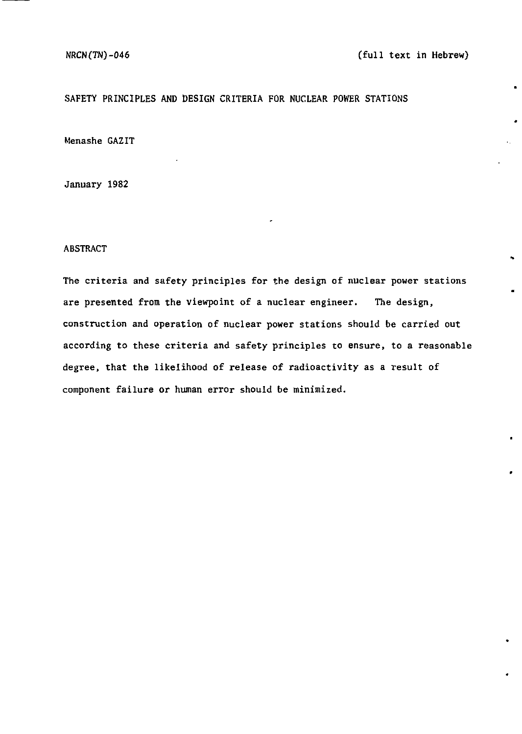NRCN(TN)-046 (full text in Hebrew)

SAFETY PRINCIPLES AND DESIGN CRITERIA FOR NUCLEAR POWER STATIONS

Menashe GAZIT

January 1982

ABSTRACT

The criteria and safety principles for the design of nuclear power stations are presented from the viewpoint of a nuclear engineer. The design, construction and operation of nuclear power stations should be carried out according to these criteria and safety principles to ensure, to a reasonable degree, that the likelihood of release of radioactivity as a result of component failure or human error should be minimized.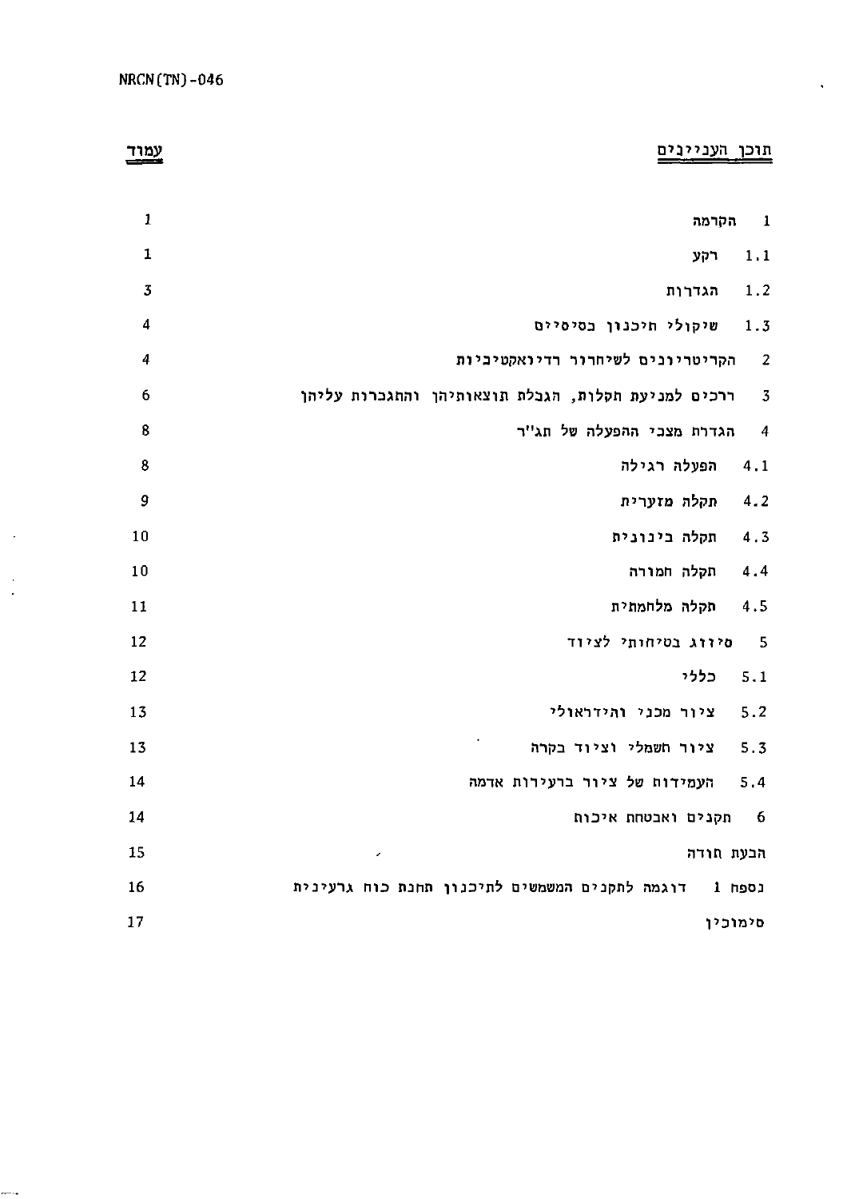## תוכן העניינים

| | עמוד |
|---|---|
| 1 הקדמה | 1 |
| 1.1 רקע | 1 |
| 1.2 הגדרות | 3 |
| 1.3 שיקולי תיכנון בסיסיים | 4 |
| 2 הקריטריונים לשיחרור רדיואקטיביות | 4 |
| 3 דרכים למניעת תקלות, הגבלת תוצאותיהן והתגברות עליהן | 6 |
| 4 הגדרת מצבי ההפעלה של תג"ר | 8 |
| 4.1 הפעלה רגילה | 8 |
| 4.2 תקלה מזערית | 9 |
| 4.3 תקלה בינונית | 10 |
| 4.4 תקלה חמורה | 10 |
| 4.5 תקלה מלחמתית | 11 |
| 5 סיווג בטיחותי לציוד | 12 |
| 5.1 כללי | 12 |
| 5.2 ציוד מכני והידראולי | 13 |
| 5.3 ציוד חשמלי וציוד בקרה | 13 |
| 5.4 העמידות של ציוד ברעידות אדמה | 14 |
| 6 תקנים ואבטחת איכות | 14 |
| הבעת תודה | 15 |
| נספח 1 דוגמה לתקנים המשמשים לתיכנון תחנת כוח גרעינית | 16 |
| סימוכין | 17 |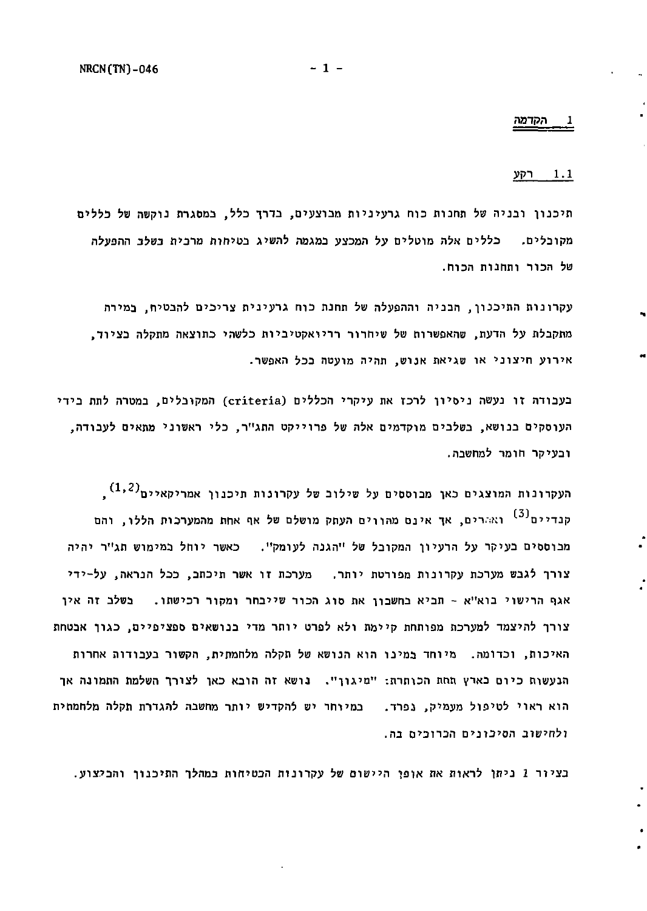## 1 הקדמה

### 1.1 רקע

תיכנון ובניה של תחנות כוח גרעיניות מבוצעים, בדרך כלל, במסגרת נוקשה של כללים מקובלים. כללים אלה מוטלים על המבצע במגמה להשיג בטיחות מרבית בשלב ההפעלה של הכור ותחנות הכוח.

עקרונות התיכנון, הבניה וההפעלה של תחנת כוח גרעינית צריכים להבטיח, במידה מתקבלת על הדעת, שהאפשרות של שיחרור רדיואקטיביות כלשהי כתוצאה מתקלה בציוד, אירוע חיצוני או שגיאת אנוש, תהיה מועטה בכל האפשר.

בעבודה זו נעשה ניסיון לרכז את עיקרי הכללים (criteria) המקובלים, במטרה לתת בידי העוסקים בנושא, בשלבים מוקדמים אלה של פרוייקט התג"ר, כלי ראשוני מתאים לעבודה, ובעיקר חומר למחשבה.

העקרונות המוצגים כאן מבוססים על שילוב של עקרונות תיכנון אמריקאיים[1,2], קנדיים[3] ואחרים, אך אינם מהווים העתק מושלם של אף אחת מהמערכות הללו, והם מבוססים בעיקר על הרעיון המקובל של "הגנה לעומק". כאשר יוחל במימוש תג"ר יהיה צורך לגבש מערכת עקרונות מפורטת יותר. מערכת זו אשר תיכתב, ככל הנראה, על-ידי אגף הרישוי בוא"א - תביא בחשבון את סוג הכור שייבחר ומקור רכישתו. בשלב זה אין צורך להיצמד למערכת מפותחת קיימת ולא לפרט יותר מדי בנושאים ספציפיים, כגון אבטחת האיכות, וכדומה. מיוחד במינו הוא הנושא של תקלה מלחמתית, הקשור בעבודות אחרות הנעשות כיום בארץ תחת הכותרת: "מיגון". נושא זה הובא כאן לצורך השלמת התמונה אך הוא ראוי לטיפול מעמיק, נפרד. במיוחד יש להקדיש יותר מחשבה להגדרת תקלה מלחמתית ולחישוב הסיכונים הכרוכים בה.

בציור 1 ניתן לראות את אופן היישום של עקרונות הבטיחות במהלך התיכנון והביצוע.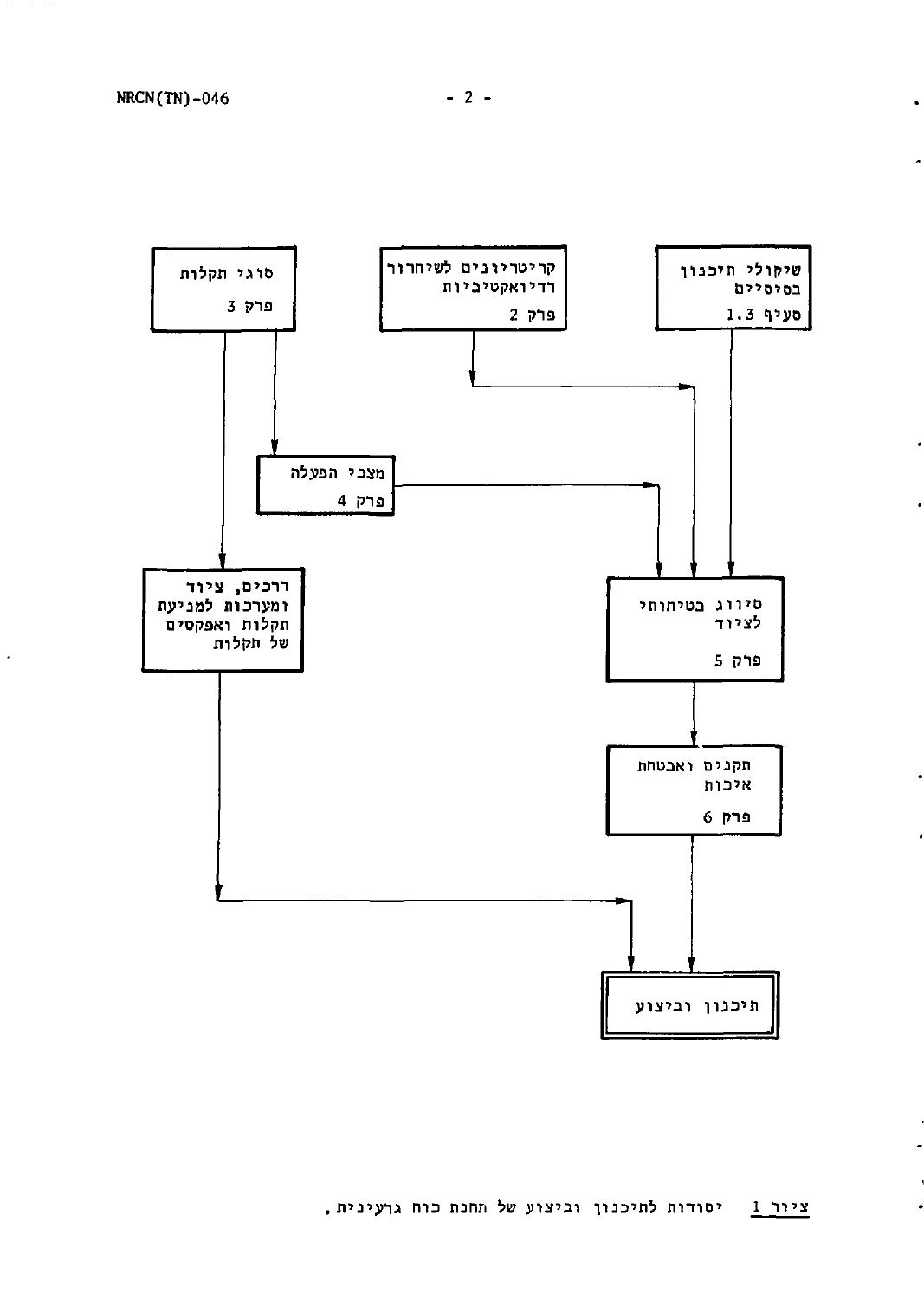סוגי תקלות
פרק 3

קריטריונים לשיחרור
רדיואקטיביות
פרק 2

שיקולי תיכנון
בסיסיים
סעיף 1.3

מצבי הפעלה
פרק 4

דרכים, ציוד
ומערכות למניעת
תקלות ואפקטים
של תקלות

סיווג בטיחותי
לציוד
פרק 5

תקנים ואבטחת
איכות
פרק 6

תיכנון וביצוע

ציור 1 יסודות לתיכנון וביצוע של תחנת כוח גרעינית.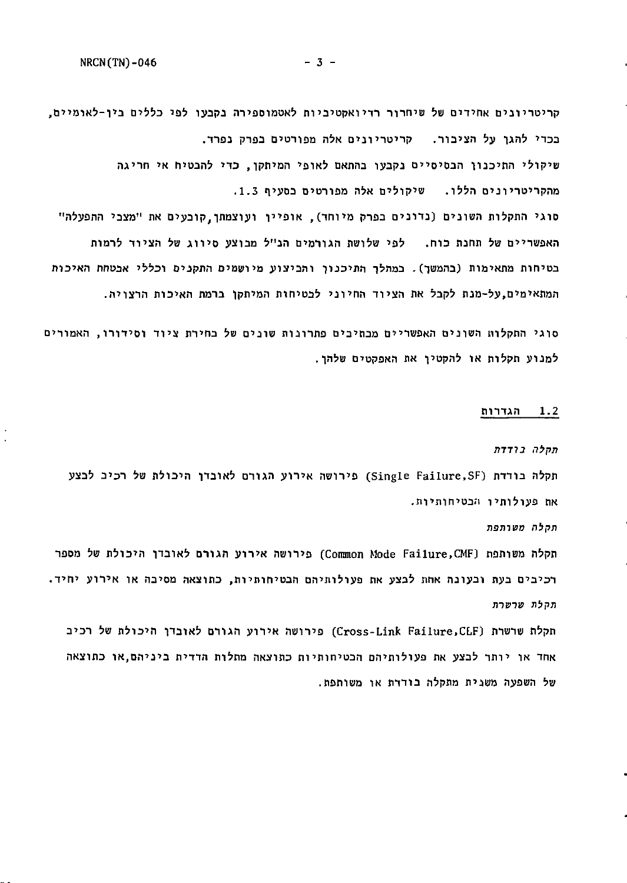קריטריונים אחידים של שיחרור רדיואקטיביות לאטמוספירה נקבעו לפי כללים בין-לאומיים, בכדי להגן על הציבור. קריטריונים אלה מפורטים בפרק נפרד.

שיקולי התיכנון הבסיסיים נקבעו בהתאם לאופי המיתקן, כדי להבטיח אי חריגה מהקריטריונים הללו. שיקולים אלה מפורטים בסעיף 1.3.

סוגי התקלות השונים (נדונים בפרק מיוחד), אופיין ועוצמתן, קובעים את "מצבי ההפעלה" האפשריים של תחנת כוח. לפי שלושת הגורמים הנ"ל מבוצע סיווג של הציוד לרמות בטיחות מתאימות (בהמשך). במהלך התיכנון והביצוע מיושמים התקנים וכללי אבטחת האיכות המתאימים, על-מנת לקבל את הציוד החיוני לבטיחות המיתקן ברמת האיכות הרצויה.

סוגי התקלות השונים האפשריים מכתיבים פתרונות שונים של בחירת ציוד וסידורו, האמורים למנוע תקלות או להקטין את האפקטים שלהן.

## 1.2 הגדרות

*תקלה בודדת*

תקלה בודדת (Single Failure,SF) פירושה אירוע הגורם לאובדן היכולת של רכיב לבצע את פעולותיו הבטיחותיות.

*תקלה משותפת*

תקלה משותפת (Common Mode Failure,CMF) פירושה אירוע הגורם לאובדן היכולת של מספר רכיבים בעת ובעונה אחת לבצע את פעולותיהם הבטיחותיות, כתוצאה מסיבה או אירוע יחיד.

*תקלת שרשרת*

תקלת שרשרת (Cross-Link Failure,CLF) פירושה אירוע הגורם לאובדן היכולת של רכיב אחד או יותר לבצע את פעולותיהם הבטיחותיות כתוצאה מתלות הדדית ביניהם, או כתוצאה של השפעה משנית מתקלה בודדת או משותפת.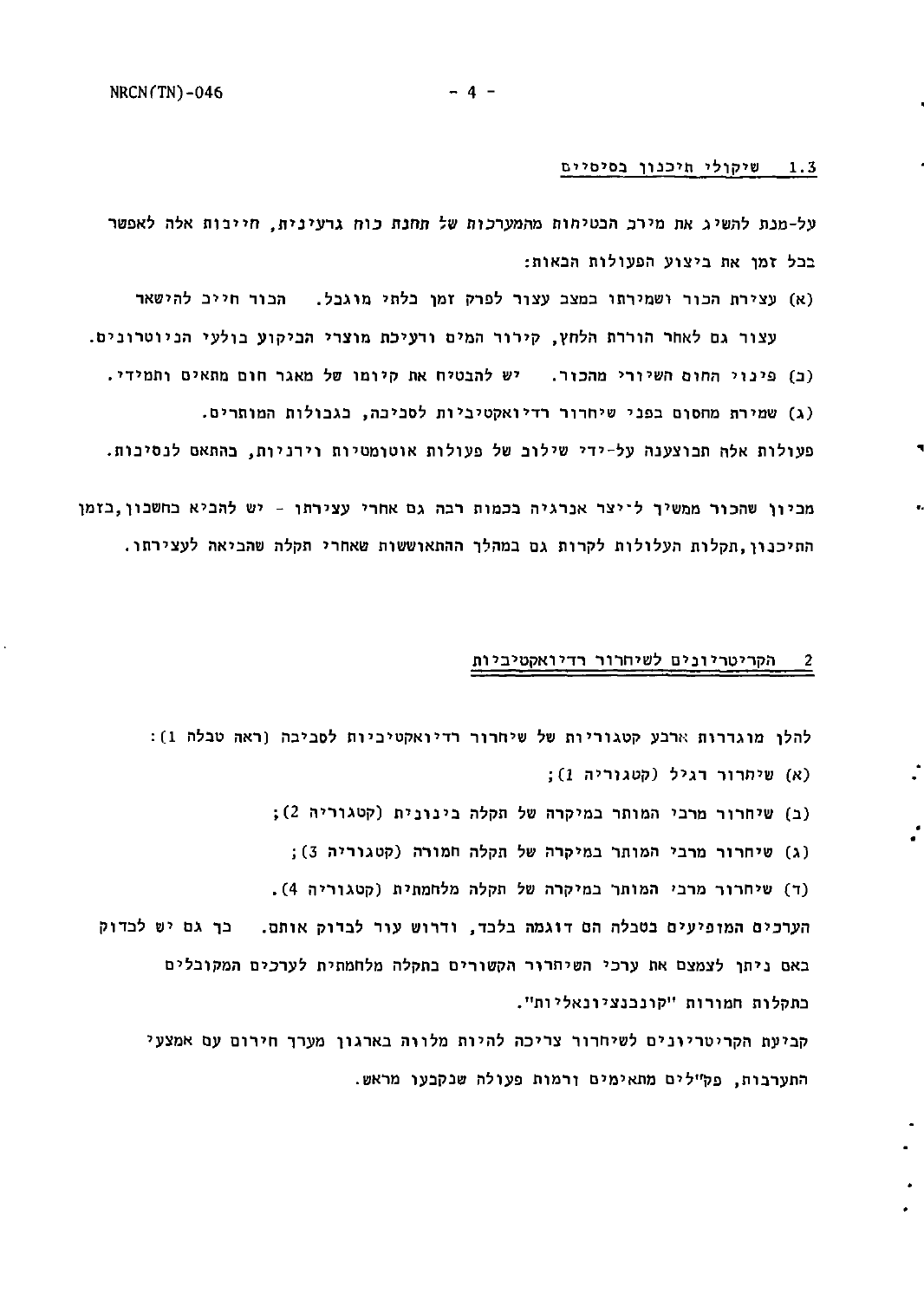### 1.3 שיקולי תיכנון בסיסיים

על-מנת להשיג את מירב הבטיחות מהמערכות של תחנת כוח גרעינית, חייבות אלה לאפשר בכל זמן את ביצוע הפעולות הבאות:

(א) עצירת הכור ושמירתו במצב עצור לפרק זמן בלתי מוגבל. הכור חייב להישאר עצור גם לאחר הורדת הלחץ, קירור המים ודעיכת מוצרי הביקוע בולעי הניוטרונים.

(ב) פינוי החום השיורי מהכור. יש להבטיח את קיומו של מאגר חום מתאים ותמידי.

(ג) שמירת מחסום בפני שיחרור רדיואקטיביות לסביבה, בגבולות המותרים.

פעולות אלה תבוצענה על-ידי שילוב של פעולות אוטומטיות וידניות, בהתאם לנסיבות.

מכיון שהכור ממשיך לייצר אנרגיה בכמות רבה גם אחרי עצירתו - יש להביא בחשבון, בזמן התיכנון, תקלות העלולות לקרות גם במהלך ההתאוששות שאחרי תקלה שהביאה לעצירתו.

## 2 הקריטריונים לשיחרור רדיואקטיביות

להלן מוגדרות ארבע קטגוריות של שיחרור רדיואקטיביות לסביבה (ראה טבלה 1):

(א) שיחרור רגיל (קטגוריה 1);

(ב) שיחרור מרבי המותר במיקרה של תקלה בינונית (קטגוריה 2);

(ג) שיחרור מרבי המותר במיקרה של תקלה חמורה (קטגוריה 3);

(ד) שיחרור מרבי המותר במיקרה של תקלה מלחמתית (קטגוריה 4).

הערכים המופיעים בטבלה הם דוגמה בלבד, ודרוש עוד לבדוק אותם. כך גם יש לבדוק באם ניתן לצמצם את ערכי השיחרור הקשורים בתקלה מלחמתית לערכים המקובלים בתקלות חמורות "קונבנציונאליות".

קביעת הקריטריונים לשיחרור צריכה להיות מלווה בארגון מערך חירום עם אמצעי התערבות, פק"לים מתאימים ורמות פעולה שנקבעו מראש.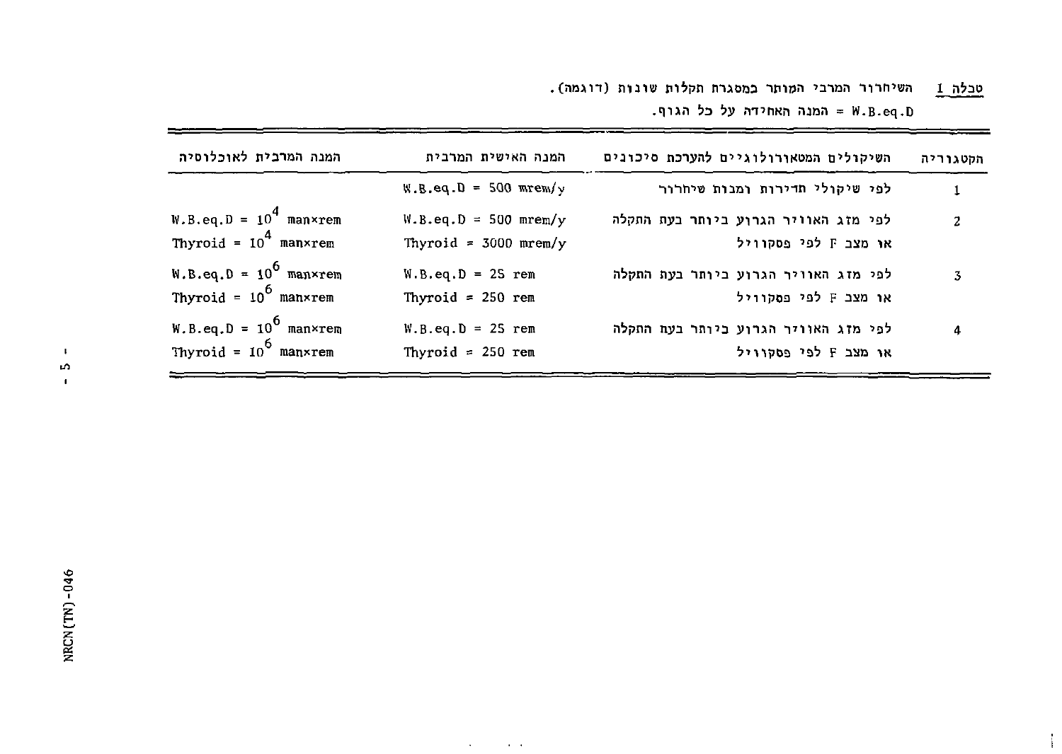טבלה 1 השיחרור המרבי המותר במסגרת תקלות שונות (דוגמה).

W.B.eq.D = המנה האחידה על כל הגוף.

| הקטגוריה | השיקולים המטאורולוגיים להערכת סיכונים | המנה האישית המרבית | המנה המרבית לאוכלוסיה |
|---|---|---|---|
| 1 | לפי שיקולי תדירות ומבנת שיחרור | W.B.eq.D = 500 mrem/y | |
| 2 | לפי מזג האוויר הגרוע ביותר בעת התקלה או מצב F לפי פסקוויל | W.B.eq.D = 500 mrem/y<br>Thyroid = 3000 mrem/y | W.B.eq.D = $10^4$ man×rem<br>Thyroid = $10^4$ man×rem |
| 3 | לפי מזג האוויר הגרוע ביותר בעת התקלה או מצב F לפי פסקוויל | W.B.eq.D = 25 rem<br>Thyroid = 250 rem | W.B.eq.D = $10^6$ man×rem<br>Thyroid = $10^6$ man×rem |
| 4 | לפי מזג האוויר הגרוע ביותר בעת התקלה או מצב F לפי פסקוויל | W.B.eq.D = 25 rem<br>Thyroid = 250 rem | W.B.eq.D = $10^6$ man×rem<br>Thyroid = $10^6$ man×rem |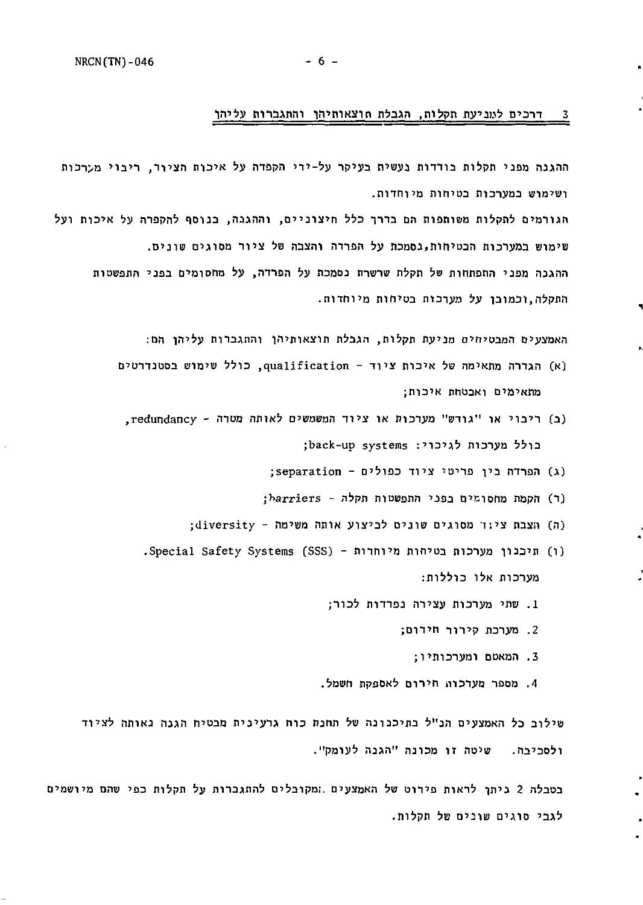## 3 דרכים למניעת תקלות, הגבלת תוצאותיהן והתגברות עליהן

ההגנה מפני תקלות בודדות נעשית בעיקר על-ידי הקפדה על איכות הציוד, ריבוי מערכות ושימוש במערכות בטיחות מיוחדות.

הגורמים להקלות משותפות הם בדרך כלל חיצוניים, וההגנה, בנוסף להקפדה על איכות ועל שימוש במערכות הבטיחות, נסמכת על הפרדה והצבה של ציוד מסוגים שונים.

ההגנה מפני התפתחות של תקלת שרשרת נסמכת על הפרדה, על מחסומים בפני התפשטות התקלה, וכמובן על מערכות בטיחות מיוחדות.

האמצעים המבטיחים מניעת תקלות, הגבלת תוצאותיהן והתגברות עליהן הם:

(א) הגדרה מתאימה של איכות ציוד - qualification, כולל שימוש בסטנדרטים מתאימים ואבטחת איכות;

(ב) ריבוי או "גודש" מערכות או ציוד המשמשים לאותה מטרה - redundancy, בולל מערכות לגיבוי: back-up systems;

(ג) הפרדה בין פריטי ציוד כפולים - separation;

(ד) הקמת מחסומים בפני התפשטות תקלה - barriers;

(ה) הצבת ציוד מסוגים שונים לביצוע אותה משימה - diversity;

(ו) תיכנון מערכות בטיחות מיוחדות - Special Safety Systems (SSS).

מערכות אלו כוללות:

1. שתי מערכות עצירה נפרדות לכור;
2. מערכת קירור חירום;
3. המאטם ומערכותיו;
4. מספר מערכות חירום לאספקת חשמל.

שילוב כל האמצעים הנ"ל בתיכנונה של תחנת כוח גרעינית מבטיח הגנה נאותה לציוד ולסביבה. שיטה זו מכונה "הגנה לעומק".

בטבלה 2 ניתן לראות פירוט של האמצעים המקובלים להתגברות על תקלות כפי שהם מיושמים לגבי סוגים שונים של תקלות.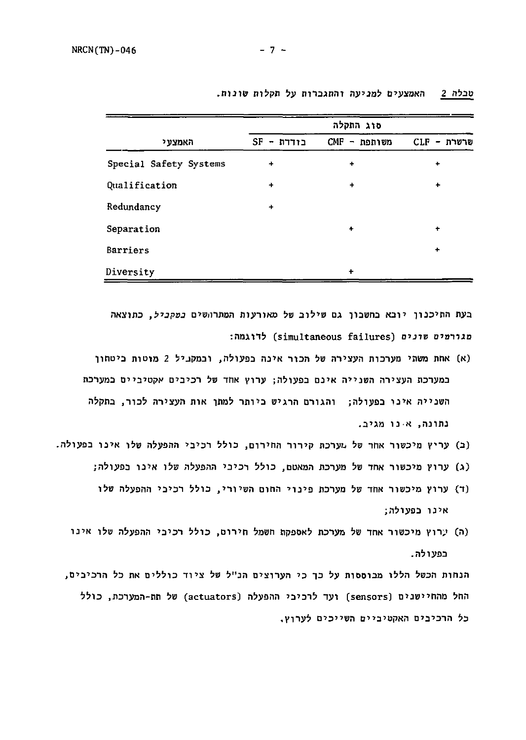*טבלה 2* האמצעים למניעה והתגברות על תקלות שונות.

| האמצעי | SF - בודדת | CMF - משותפת | CLF - שרשרת |
|---|---|---|---|
| | סוג התקלה | | |
| Special Safety Systems | + | + | + |
| Qualification | + | + | + |
| Redundancy | + | | |
| Separation | | + | + |
| Barriers | | | + |
| Diversity | | + | |

בעת התיכנון יובא בחשבון גם שילוב של מאורעות המתרחשים *במקביל*, כתוצאה מגורמים שונים (simultaneous failures) לדוגמה:

(א) אחת משתי מערכות העצירה של הכור איננה בפעולה, ובמקביל 2 מוטות ביטחון במערכת העצירה השנייה אינם בפעולה; ערוץ אחד של רכיבים אקטיביים במערכת השנייה איננו בפעולה; והגורם הרגיש ביותר למתן אות העצירה לכור, בתקלה נתונה, איננו מגיב.

(ב) ערוץ מיכשור אחד של מערכת קירור החירום, כולל רכיבי ההפעלה שלו איננו בפעולה.

(ג) ערוץ מיכשור אחד של מערכת המאטם, כולל רכיבי ההפעלה שלו איננו בפעולה;

(ד) ערוץ מיכשור אחד של מערכת פינוי החום השיורי, כולל רכיבי ההפעלה שלו איננו בפעולה;

(ה) ערוץ מיכשור אחד של מערכת לאספקת חשמל חירום, כולל רכיבי ההפעלה שלו איננו בפעולה.

הנחות הכשל הללו מבוססות על כך כי הערוצים הנ"ל של ציוד כוללים את כל הרכיבים, החל מהחיישנים (sensors) ועד לרכיבי ההפעלה (actuators) של תת-המערכת, כולל כל הרכיבים האקטיביים השייכים לערוץ.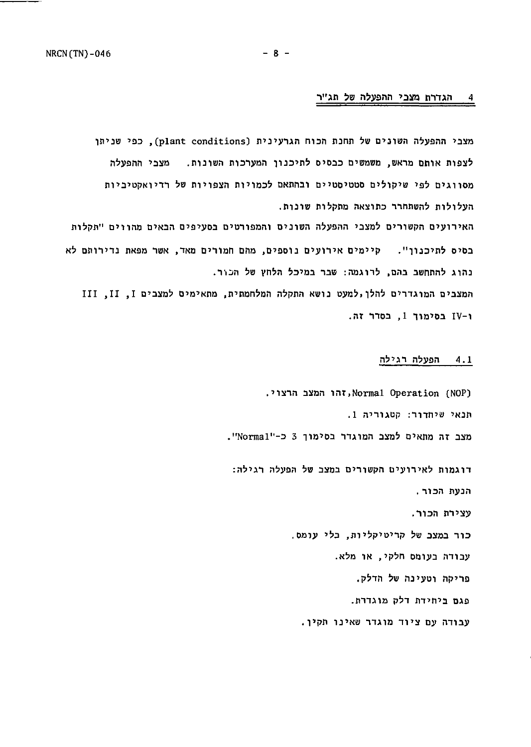## 4 הגדרת מצבי ההפעלה של תג"ר

מצבי ההפעלה השונים של תחנת הכוח הגרעינית (plant conditions), כפי שניתן לצפות אותם מראש, משמשים כבסיס לתיכנון המערכות השונות. מצבי ההפעלה מסווגים לפי שיקולים סטטיסטיים ובהתאם לכמויות הצפויות של רדיואקטיביות העלולות להשתחרר כתוצאה מתקלות שונות.

האירועים הקשורים למצבי ההפעלה השונים והמפורטים בסעיפים הבאים מהווים "תקלות בסיס לתיכנון". קיימים אירועים נוספים, מהם חמורים מאד, אשר מפאת נדירותם לא נהוג להתחשב בהם, לדוגמה: שבר במיכל הלחץ של הכור.

המצבים המוגדרים להלן, למעט נושא התקלה המלחמתית, מתאימים למצבים I, II, III ו-IV בסימוך 1, בסדר זה.

### 4.1 הפעלה רגילה

Normal Operation (NOP), זהו המצב הרצוי.

תנאי שיחרור: קטגוריה 1.

מצב זה מתאים למצב המוגדר בסימוך 3 כ-"Normal".

דוגמות לאירועים הקשורים במצב של הפעלה רגילה:

הנעת הכור.

עצירת הכור.

כור במצב של קריטיקליות, בלי עומס.

עבודה בעומס חלקי, או מלא.

פריקה וטעינה של הדלק.

פגם ביחידת דלק מוגדרת.

עבודה עם ציוד מוגדר שאיננו תקין.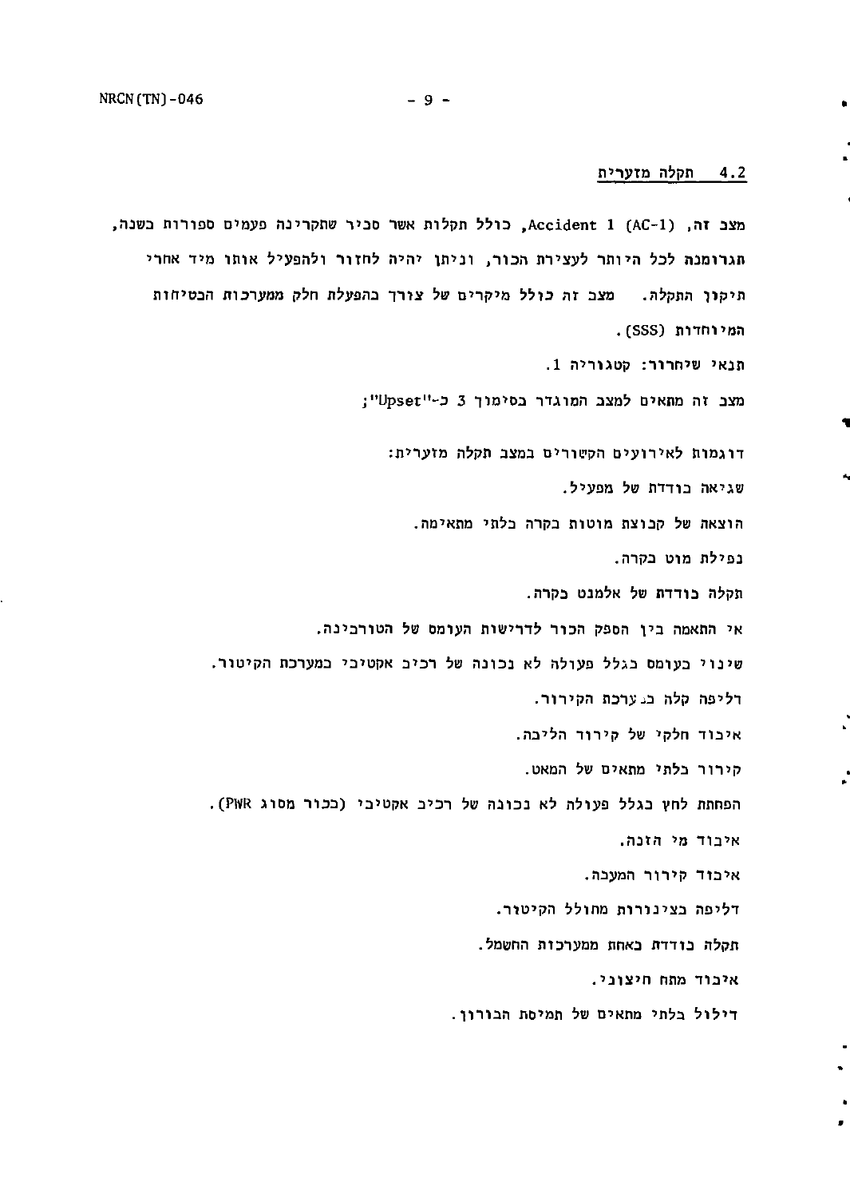## 4.2 תקלה מזערית

מצב זה, Accident 1 (AC-1), כולל תקלות אשר סביר שתקרינה פעמים ספורות בשנה, תגרומנה לכל היותר לעצירת הכור, וניתן יהיה לחזור ולהפעיל אותו מיד אחרי תיקון התקלה. מצב זה כולל מיקרים של צורך בהפעלת חלק ממערכות הבטיחות המיוחדות (SSS).

תנאי שיחרור: קטגוריה 1.

מצב זה מתאים למצב המוגדר בסימוך 3 כ-"Upset";

דוגמות לאירועים הקשורים במצב תקלה מזערית:

שגיאה בודדת של מפעיל.

הוצאה של קבוצת מוטות בקרה בלתי מתאימה.

נפילת מוט בקרה.

תקלה בודדת של אלמנט בקרה.

אי התאמה בין הספק הכור לדרישות העומס של הטורבינה.

שינוי בעומס בגלל פעולה לא נכונה של רכיב אקטיבי במערכת הקיטור.

דליפה קלה במערכת הקירור.

איבוד חלקי של קירור הליבה.

קירור בלתי מתאים של המאט.

הפחתת לחץ בגלל פעולה לא נכונה של רכיב אקטיבי (בכור מסוג PWR).

איבוד מי הזנה.

איבוד קירור המעבה.

דליפה בצינורות מחולל הקיטור.

תקלה בודדת באחת ממערכות החשמל.

איבוד מתח חיצוני.

דילול בלתי מתאים של תמיסת הבורון.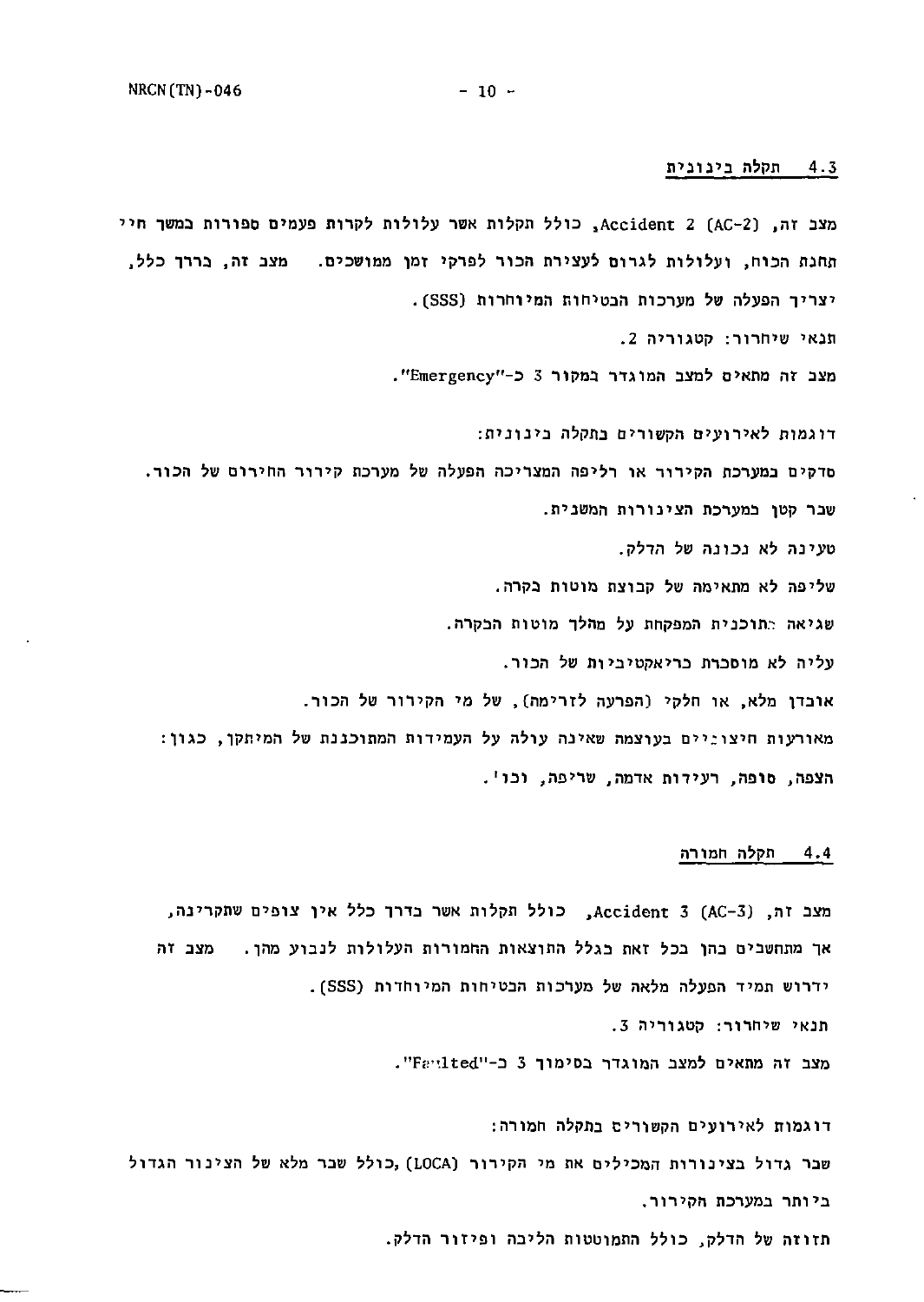## 4.3 תקלה בינונית

מצב זה, Accident 2 (AC-2), כולל תקלות אשר עלולות לקרות פעמים ספורות במשך חיי תחנת הכוח, ועלולות לגרום לעצירת הכור לפרקי זמן ממושכים. מצב זה, בדרך כלל, יצריך הפעלה של מערכות הבטיחות המיוחדות (SSS).

תנאי שיחרור: קטגוריה 2.

מצב זה מתאים למצב המוגדר במקור 3 כ-"Emergency".

דוגמות לאירועים הקשורים בתקלה בינונית:

סדקים במערכת הקירור או רליפה המצריכה הפעלה של מערכת קירור החירום של הכור.

שבר קטן במערכת הצינורות המשנית.

טעינה לא נכונה של הדלק.

שליפה לא מתאימה של קבוצת מוטות בקרה.

שגיאה בתוכנית המפקחת על מהלך מוטות הבקרה.

עליה לא מוסברת בריאקטיביות של הכור.

אובדן מלא, או חלקי (הפרעה לזרימה), של מי הקירור של הכור.

מאורעות חיצוניים בעוצמה שאינה עולה על העמידות המתוכננת של המיתקן, כגון: הצפה, סופה, רעידות אדמה, שריפה, וכו'.

## 4.4 תקלה חמורה

מצב זה, Accident 3 (AC-3), כולל תקלות אשר בדרך כלל אין צופים שתקרינה, אך מתחשבים בהן בכל זאת בגלל התוצאות החמורות העלולות לנבוע מהן. מצב זה ידרוש תמיד הפעלה מלאה של מערכות הבטיחות המיוחדות (SSS).

תנאי שיחרור: קטגוריה 3.

מצב זה מתאים למצב המוגדר בסימוך 3 כ-"Faulted".

דוגמות לאירועים הקשורים בתקלה חמורה:

שבר גדול בצינורות המכילים את מי הקירור (LOCA), כולל שבר מלא של הצינור הגדול ביותר במערכת הקירור.

תזוזה של הדלק, כולל התמוטטות הליבה ופיזור הדלק.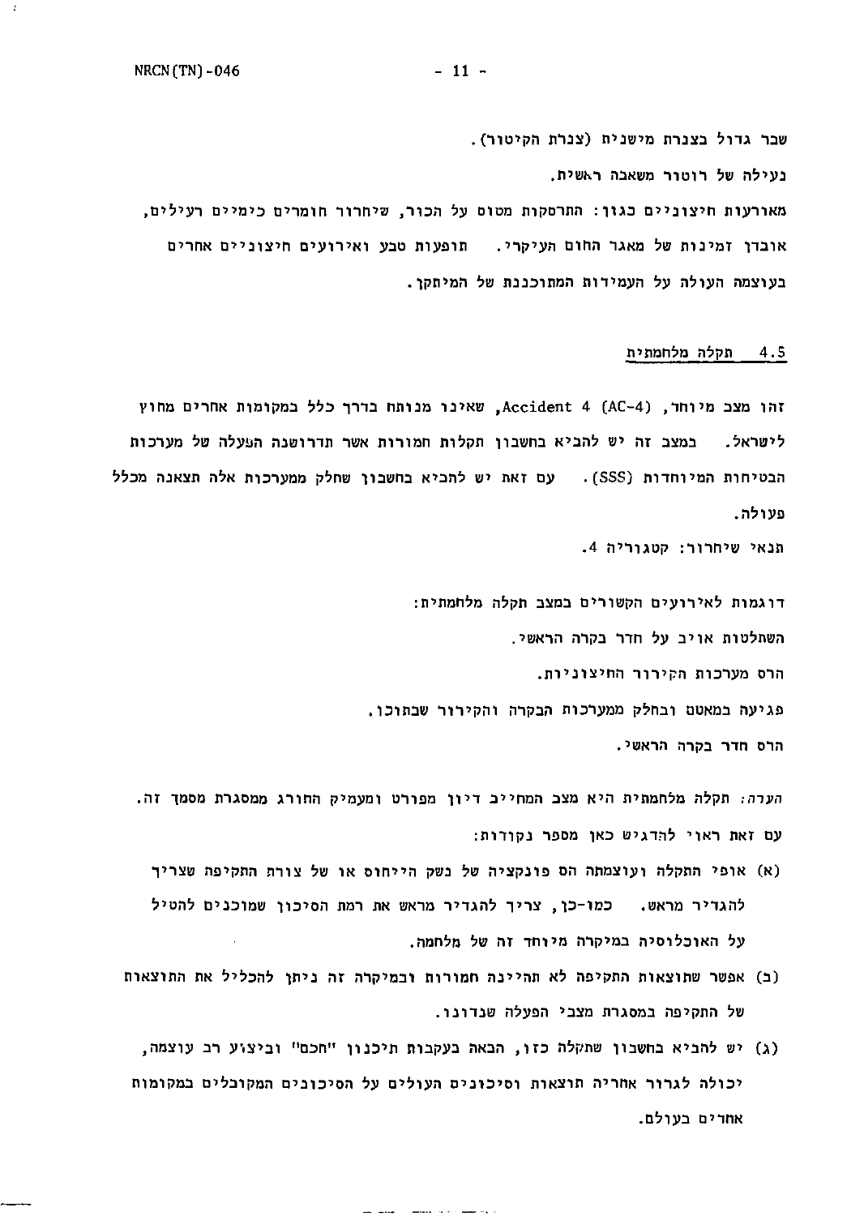שבר גדול בצנרת משנית (צנרת הקיטור).

נעילה של רוטור משאבה ראשית.

מאורעות חיצוניים כגון: התרסקות מטוס על הכור, שיחרור חומרים כימיים רעילים, אובדן זמינות של מאגר החום העיקרי. תופעות טבע ואירועים חיצוניים אחרים בעוצמה העולה על העמידות המתוכננת של המיתקן.

### 4.5 תקלה מלחמתית

זהו מצב מיוחד, Accident 4 (AC-4), שאינו מנותח בדרך כלל במקומות אחרים מחוץ לישראל. במצב זה יש להביא בחשבון תקלות חמורות אשר תדרושנה הפעלה של מערכות הבטיחות המיוחדות (SSS). עם זאת יש להביא בחשבון שחלק ממערכות אלה תצאנה מכלל פעולה.

תנאי שיחרור: קטגוריה 4.

דוגמות לאירועים הקשורים במצב תקלה מלחמתית:

השתלטות אויב על חדר בקרה הראשי.

הרס מערכות הקירור החיצוניות.

פגיעה במאטם ובחלק ממערכות הבקרה והקירור שבתוכו.

הרס חדר בקרה הראשי.

*הערה:* תקלה מלחמתית היא מצב המחייב דיון מפורט ומעמיק החורג ממסגרת מסמך זה. עם זאת ראוי להדגיש כאן מספר נקודות:

(א) אופי התקלה ועוצמתה הם פונקציה של נשק הייחוס או של צורת התקיפה שצריך להגדיר מראש. כמו-כן, צריך להגדיר מראש את רמת הסיכון שמוכנים להטיל על האוכלוסיה במיקרה מיוחד זה של מלחמה.

(ב) אפשר שתוצאות התקיפה לא תהיינה חמורות ובמיקרה זה ניתן להכליל את התוצאות של התקיפה במסגרת מצבי הפעלה שנדונו.

(ג) יש להביא בחשבון שתקלה כזו, הבאה בעקבות תיכנון "חכם" וביצוע רב עוצמה, יכולה לגרור אחריה תוצאות וסיכונים העולים על הסיכונים המקובלים במקומות אחרים בעולם.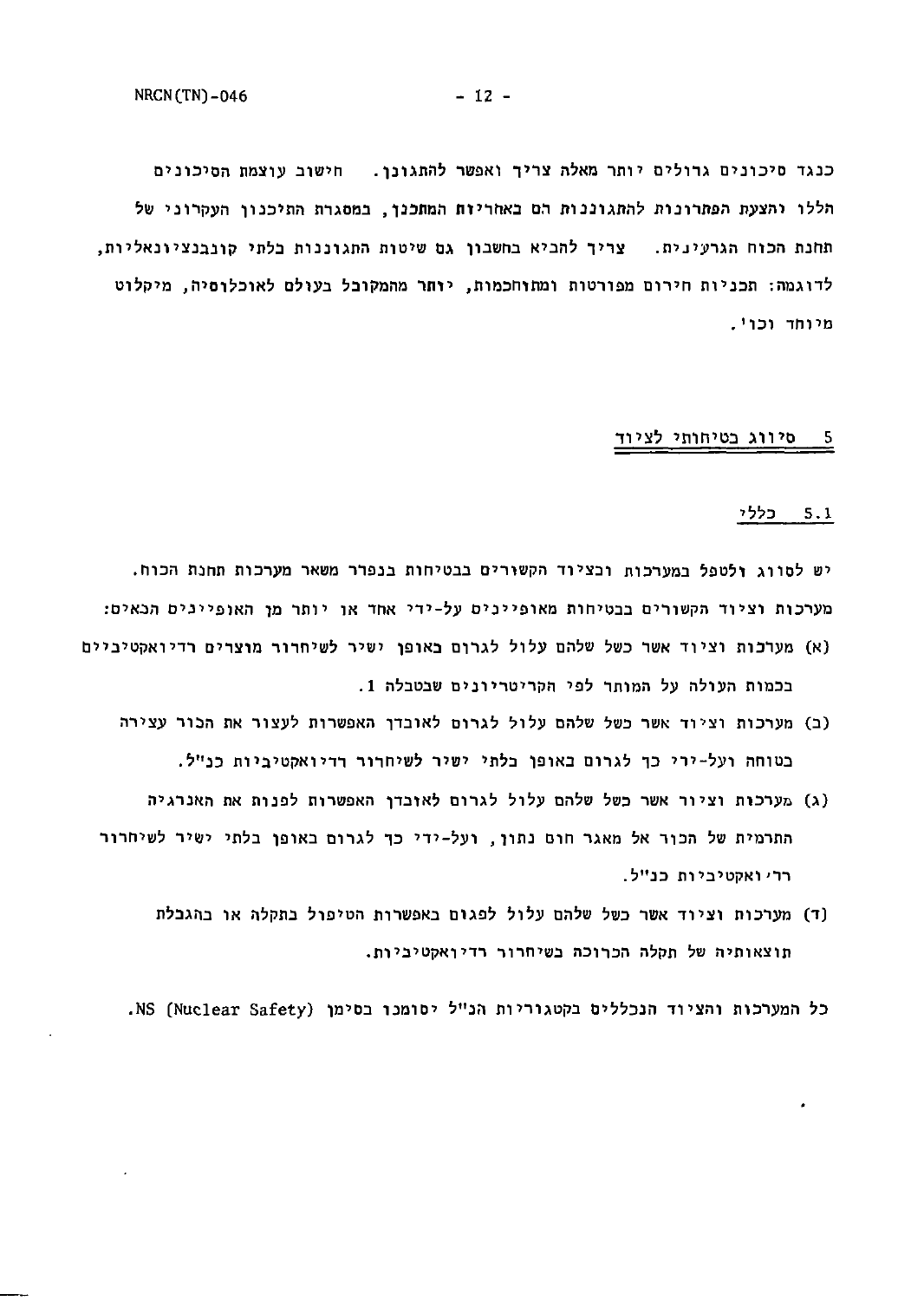כנגד סיכונים גדולים יותר מאלה צריך ואפשר להתגונן. חישוב עוצמת הסיכונים הללו והצעת הפתרונות להתגוננות הם באחריות המתכנן, במסגרת התיכנון העקרוני של תחנת הכוח הגרעינית. צריך להביא בחשבון גם שיטות התגוננות בלתי קונבנציונאליות, לדוגמה: תכניות חירום מפורטות ומתוחכמות, יותר מהמקובל בעולם לאוכלוסיה, מיקלוט מיוחד וכו'.

## 5 סיווג בטיחותי לציוד

### 5.1 כללי

יש לסווג ולטפל במערכות ובציוד הקשורים בבטיחות בנפרד משאר מערכות תחנת הכוח.

מערכות וציוד הקשורים בבטיחות מאופיינים על-ידי אחד או יותר מן האופיינים הבאים:

(א) מערכות וציוד אשר כשל שלהם עלול לגרום באופן ישיר לשיחרור מוצרים רדיואקטיביים בכמות העולה על המותר לפי הקריטריונים שבטבלה 1.

(ב) מערכות וציוד אשר כשל שלהם עלול לגרום לאובדן האפשרות לעצור את הכור עצירה בטוחה ועל-ידי כך לגרום באופן בלתי ישיר לשיחרור רדיואקטיביות כנ"ל.

(ג) מערכות וציוד אשר כשל שלהם עלול לגרום לאובדן האפשרות לפנות את האנרגיה התרמית של הכור אל מאגר חום נתון, ועל-ידי כך לגרום באופן בלתי ישיר לשיחרור רדיואקטיביות כנ"ל.

(ד) מערכות וציוד אשר כשל שלהם עלול לפגום באפשרות הטיפול בתקלה או בהגבלת תוצאותיה של תקלה הכרוכה בשיחרור רדיואקטיביות.

כל המערכות והציוד הנכללים בקטגוריות הנ"ל יסומנו בסימן NS (Nuclear Safety).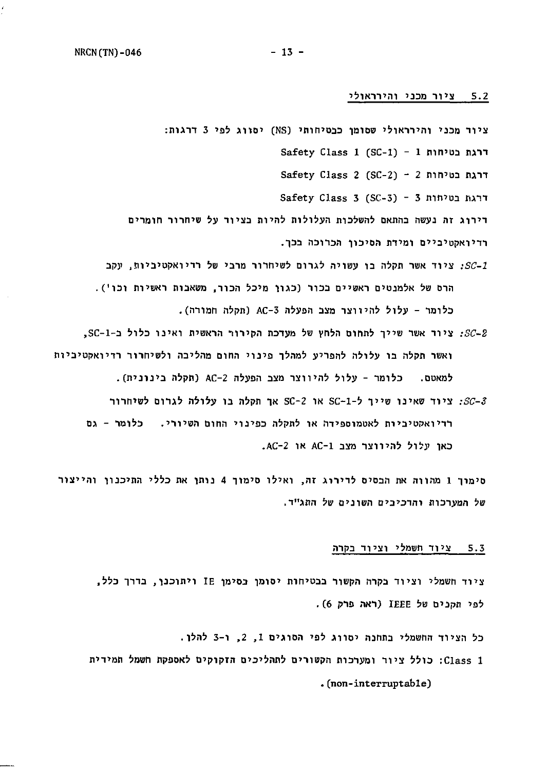## 5.2 ציוד מכני והידראולי

ציוד מכני והידראולי שסומן כבטיחותי (NS) יסווג לפי 3 דרגות:

דרגת בטיחות 1 - Safety Class 1 (SC-1)

דרגת בטיחות 2 - Safety Class 2 (SC-2)

דרגת בטיחות 3 - Safety Class 3 (SC-3)

דירוג זה נעשה בהתאם להשלכות העלולות להיות בציוד על שיחרור חומרים רדיואקטיביים ומידת הסיכון הכרוכה בכך.

*SC-1:* ציוד אשר תקלה בו עשויה לגרום לשיחרור מרבי של רדיואקטיביות, עקב הרס של אלמנטים ראשיים בכור (כגון מיכל הכור, משאבות ראשיות וכו'). כלומר - עלול להיווצר מצב הפעלה AC-3 (תקלה חמורה).

*SC-2:* ציוד אשר שייך לתחום הלחץ של מעדכת הקירור הראשית ואינו כלול ב-SC-1, ואשר תקלה בו עלולה להפריע למהלך פינוי החום מהליבה ולשיחרור רדיואקטיביות למאטם. כלומר - עלול להיווצר מצב הפעלה AC-2 (תקלה בינונית).

*SC-3:* ציוד שאינו שייך ל-SC-1 או SC-2 אך תקלה בו עלולה לגרום לשיחרור רדיואקטיביות לאטמוספידה או לתקלה כפינוי החום השיורי. כלומר - גם כאן עלול להיווצר מצב AC-1 או AC-2.

סימוך 1 מהווה את הבסיס לדירוג זה, ואילו סימוך 4 נותן את כללי התיכנון והייצור של המערכות והרכיבים השונים של התג"ד.

## 5.3 ציוד חשמלי וציוד בקרה

ציוד חשמלי וציוד בקרה הקשור בבטיחות יסומן בסימן IE ויתוכנן, בדרך כלל, לפי תקנים של IEEE (ראה פרק 6).

כל הציוד החשמלי בתחנה יסווג לפי הסוגים 1, 2, ו-3 להלן.

Class 1: כולל ציוד ומערכות הקשורים לתהליכים הזקוקים לאספקת חשמל תמידית (non-interruptable).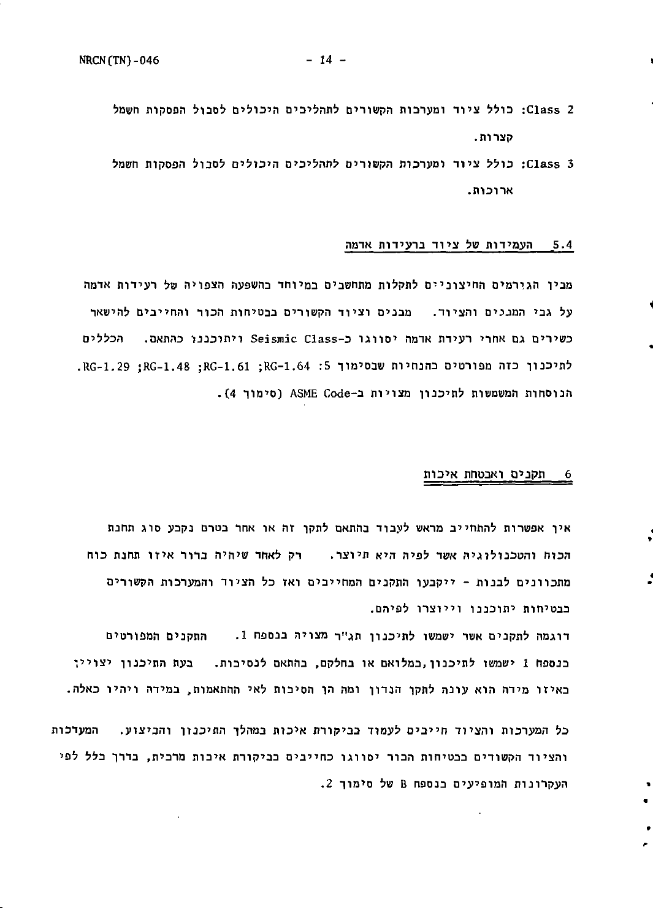Class 2: כולל ציוד ומערכות הקשורים לתהליכים היכולים לסבול הפסקות חשמל קצרות.

Class 3: כולל ציוד ומערכות הקשורים לתהליכים היכולים לסבול הפסקות חשמל ארוכות.

## 5.4 העמידות של ציוד ברעידות אדמה

מבין הגורמים החיצוניים לתקלות מתחשבים במיוחד בהשפעה הצפויה של רעידות אדמה על גבי המבנים והציוד. מבנים וציוד הקשורים בבטיחות הכור והחייבים להישאר כשירים גם אחרי רעידת אדמה יסווגו כ-Seismic Class ויתוכננו כהתאם. הכללים לתיכנון כזה מפורטים בהנחיות שבסימוך 5: RG-1.64; RG-1.61; RG-1.48; RG-1.29. הנוסחות המשמשות לתיכנון מצויות ב-ASME Code (סימוך 4).

# 6 תקנים ואבטחת איכות

אין אפשרות להתחייב מראש לעבוד בהתאם לתקן זה או אחר בטרם נקבע סוג תחנת הכוח והטכנולוגיה אשר לפיה היא תיוצר. רק לאחר שיהיה ברור איזו תחנת כוח מתכוונים לבנות - ייקבעו התקנים המחייבים ואז כל הציוד והמערכות הקשורים בבטיחות יתוכננו וייוצרו לפיהם.

דוגמה לתקנים אשר ישמשו לתיכנון תג"ר מצויה בנספח 1. התקנים המפורטים בנספח 1 ישמשו לתיכנון, במלואם או בחלקם, בהתאם לנסיבות. בעת התיכנון יצויין באיזו מידה הוא עונה לתקן הנדון ומה הן הסיבות לאי ההתאמות, במידה ויהיו כאלה.

כל המערכות והציוד חייבים לעמוד בביקורת איכות במהלך התיכנון והביצוע. המערכות והציוד הקשורים בבטיחות הכור יסווגו כחייבים בביקורת איכות מרבית, בדרך כלל לפי העקרונות המופיעים בנספח B של סימוך 2.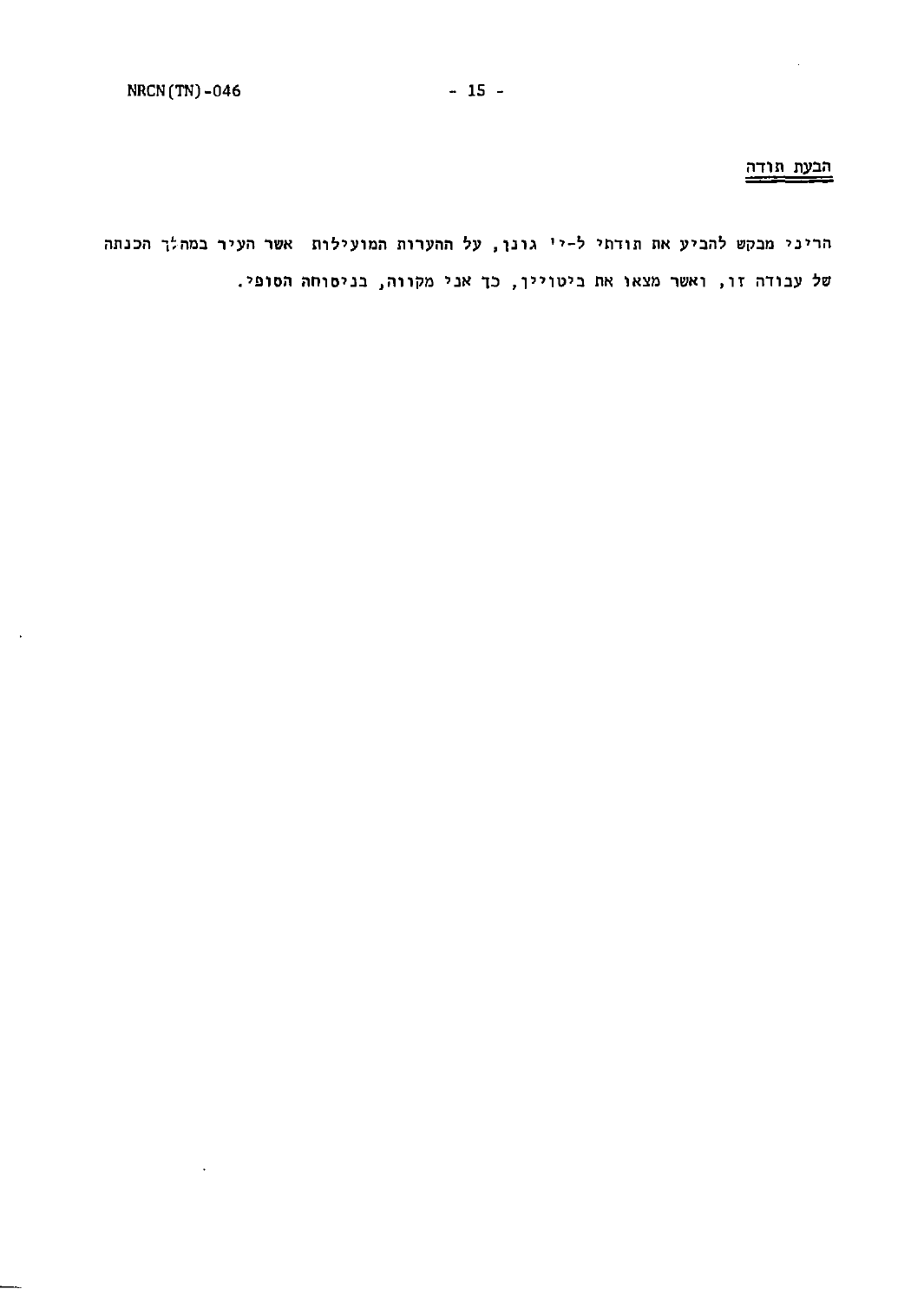## הבעת תודה

הרינו מבקש להביע את תודתי ל-י' גונן, על ההערות המועילות אשר העיר במהלך הכנתה של עבודה זו, ואשר מצאו את ביטויין, כך אני מקווה, בניסוחה הסופי.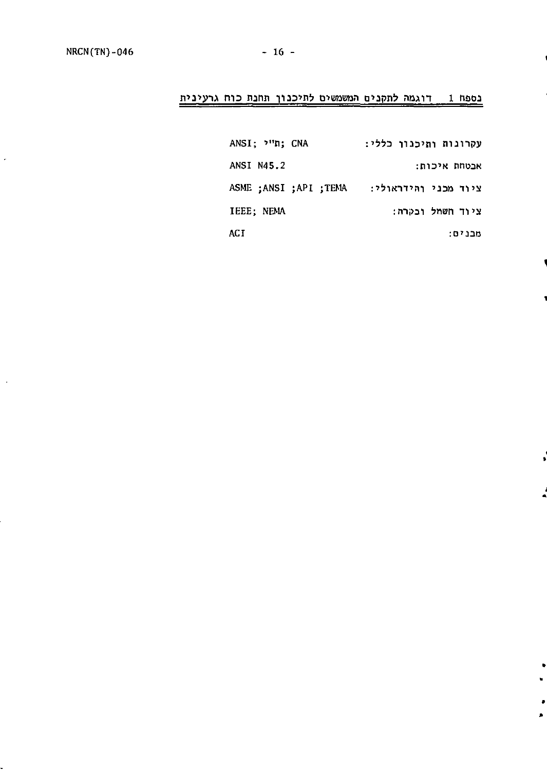## נספח 1 דוגמה לתקנים המשמשים לתיכנון תחנת כוח גרעינית

| | |
|---|---|
| עקרונות ותיכנון כללי: | ANSI; ת"י; CNA |
| אבטחת איכות: | ANSI N45.2 |
| ציוד מכני והידראולי: | ASME ;ANSI ;API ;TEMA |
| ציוד חשמל ובקרה: | IEEE; NEMA |
| מבנים: | ACI |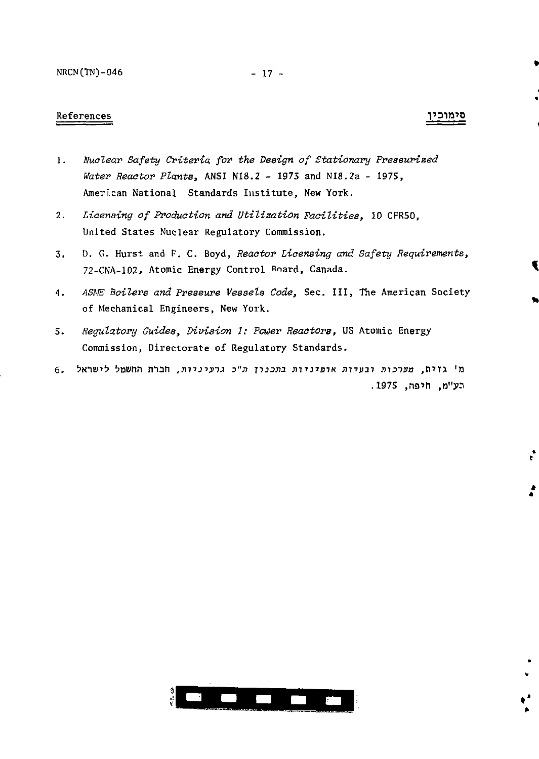## References

## סימוכין

1. *Nuclear Safety Criteria for the Design of Stationary Pressurized Water Reactor Plants*, ANSI N18.2 - 1973 and N18.2a - 1975, American National Standards Institute, New York.
2. *Licensing of Production and Utilization Facilities*, 10 CFR50, United States Nuclear Regulatory Commission.
3. D. G. Hurst and F. C. Boyd, *Reactor Licensing and Safety Requirements*, 72-CNA-102, Atomic Energy Control Board, Canada.
4. *ASME Boilers and Pressure Vessels Code*, Sec. III, The American Society of Mechanical Engineers, New York.
5. *Regulatory Guides, Division 1: Power Reactors*, US Atomic Energy Commission, Directorate of Regulatory Standards.
6. מ' גזית, *מערכות ובעיות אופייניות בתכנון ת"כ גרעיניות*, חברת החשמל לישראל בע"מ, חיפה, 1975.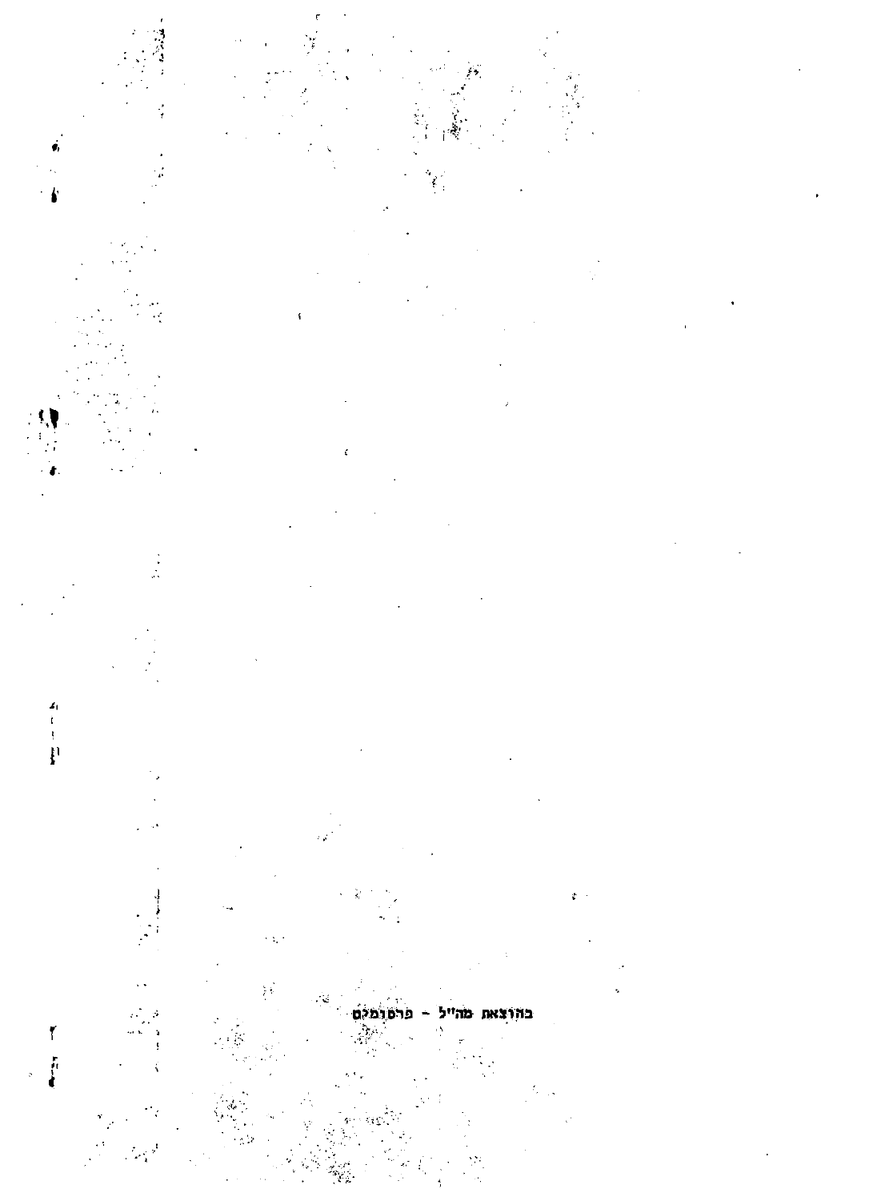בהוצאת מה"ל - פרסומים